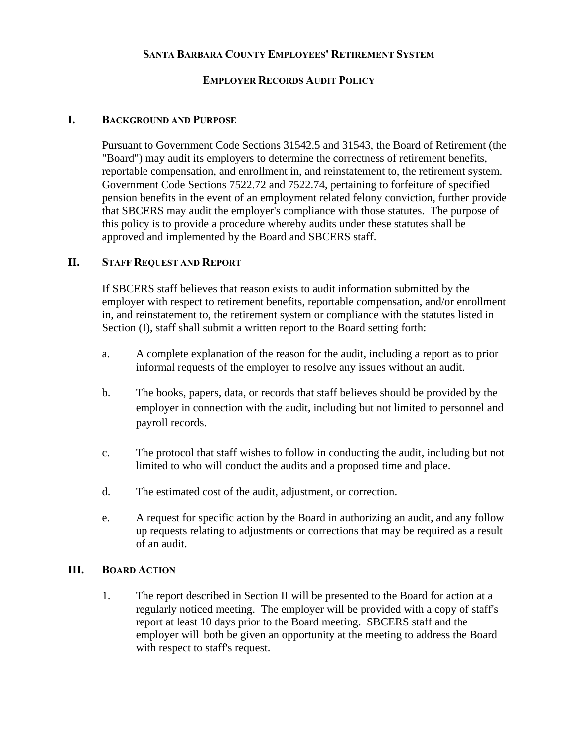# Santa Barbara County Employees' Retirement System

## Employer Records Audit Policy

### I. Background and Purpose

Pursuant to Government Code Sections 31542.5 and 31543, the Board of Retirement (the "Board") may audit its employers to determine the correctness of retirement benefits, reportable compensation, and enrollment in, and reinstatement to, the retirement system. Government Code Sections 7522.72 and 7522.74, pertaining to forfeiture of specified pension benefits in the event of an employment related felony conviction, further provide that SBCERS may audit the employer's compliance with those statutes. The purpose of this policy is to provide a procedure whereby audits under these statutes shall be approved and implemented by the Board and SBCERS staff.

### II. Staff Request and Report

If SBCERS staff believes that reason exists to audit information submitted by the employer with respect to retirement benefits, reportable compensation, and/or enrollment in, and reinstatement to, the retirement system or compliance with the statutes listed in Section (I), staff shall submit a written report to the Board setting forth:

a. A complete explanation of the reason for the audit, including a report as to prior informal requests of the employer to resolve any issues without an audit.

b. The books, papers, data, or records that staff believes should be provided by the employer in connection with the audit, including but not limited to personnel and payroll records.

c. The protocol that staff wishes to follow in conducting the audit, including but not limited to who will conduct the audits and a proposed time and place.

d. The estimated cost of the audit, adjustment, or correction.

e. A request for specific action by the Board in authorizing an audit, and any follow up requests relating to adjustments or corrections that may be required as a result of an audit.

### III. Board Action

1. The report described in Section II will be presented to the Board for action at a regularly noticed meeting. The employer will be provided with a copy of staff's report at least 10 days prior to the Board meeting. SBCERS staff and the employer will both be given an opportunity at the meeting to address the Board with respect to staff's request.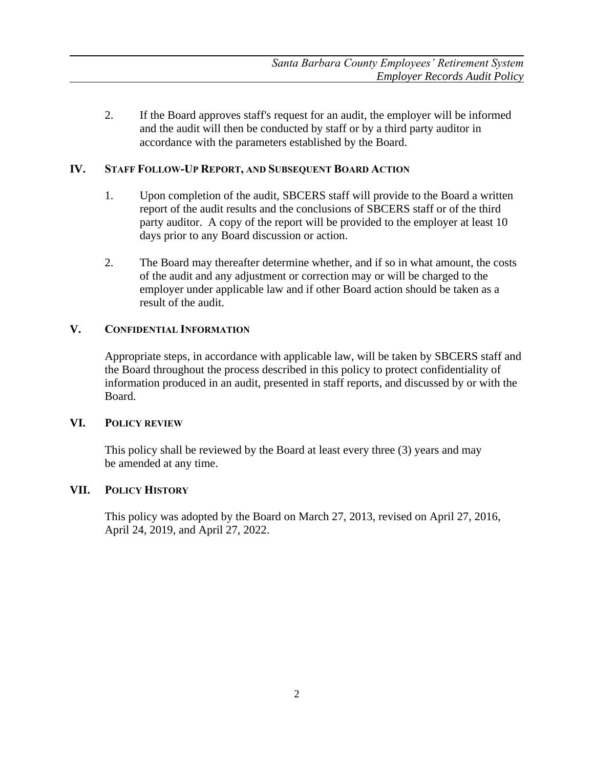2. If the Board approves staff's request for an audit, the employer will be informed and the audit will then be conducted by staff or by a third party auditor in accordance with the parameters established by the Board.

## IV. Staff Follow-Up Report, and Subsequent Board Action

1. Upon completion of the audit, SBCERS staff will provide to the Board a written report of the audit results and the conclusions of SBCERS staff or of the third party auditor. A copy of the report will be provided to the employer at least 10 days prior to any Board discussion or action.

2. The Board may thereafter determine whether, and if so in what amount, the costs of the audit and any adjustment or correction may or will be charged to the employer under applicable law and if other Board action should be taken as a result of the audit.

## V. Confidential Information

Appropriate steps, in accordance with applicable law, will be taken by SBCERS staff and the Board throughout the process described in this policy to protect confidentiality of information produced in an audit, presented in staff reports, and discussed by or with the Board.

## VI. Policy review

This policy shall be reviewed by the Board at least every three (3) years and may be amended at any time.

## VII. Policy History

This policy was adopted by the Board on March 27, 2013, revised on April 27, 2016, April 24, 2019, and April 27, 2022.